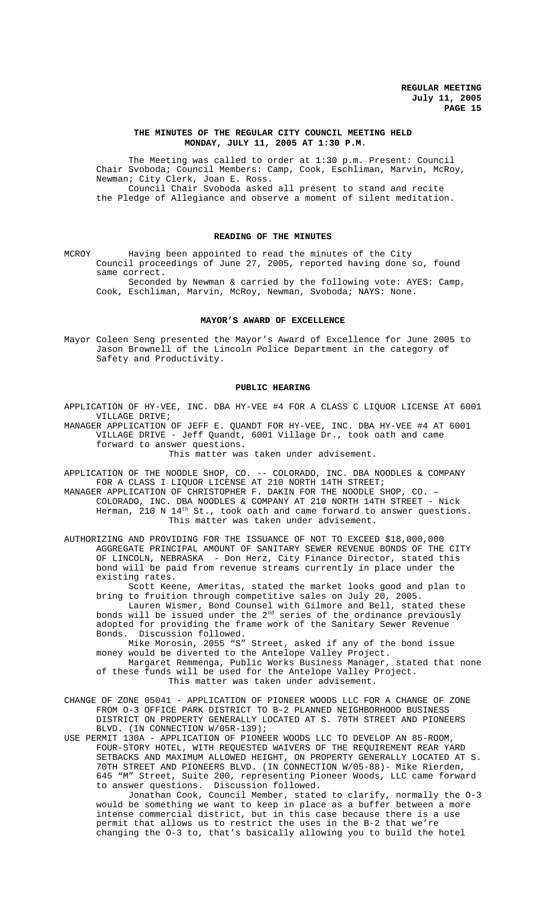# THE MINUTES OF THE REGULAR CITY COUNCIL MEETING HELD MONDAY, JULY 11, 2005 AT 1:30 P.M.

The Meeting was called to order at 1:30 p.m. Present: Council Chair Svoboda; Council Members: Camp, Cook, Eschliman, Marvin, McRoy, Newman; City Clerk, Joan E. Ross.

Council Chair Svoboda asked all present to stand and recite the Pledge of Allegiance and observe a moment of silent meditation.

## READING OF THE MINUTES

MCROY Having been appointed to read the minutes of the City Council proceedings of June 27, 2005, reported having done so, found same correct.

Seconded by Newman & carried by the following vote: AYES: Camp, Cook, Eschliman, Marvin, McRoy, Newman, Svoboda; NAYS: None.

## MAYOR'S AWARD OF EXCELLENCE

Mayor Coleen Seng presented the Mayor's Award of Excellence for June 2005 to Jason Brownell of the Lincoln Police Department in the category of Safety and Productivity.

## PUBLIC HEARING

APPLICATION OF HY-VEE, INC. DBA HY-VEE #4 FOR A CLASS C LIQUOR LICENSE AT 6001 VILLAGE DRIVE;

MANAGER APPLICATION OF JEFF E. QUANDT FOR HY-VEE, INC. DBA HY-VEE #4 AT 6001 VILLAGE DRIVE - Jeff Quandt, 6001 Village Dr., took oath and came forward to answer questions.

This matter was taken under advisement.

APPLICATION OF THE NOODLE SHOP, CO. -- COLORADO, INC. DBA NOODLES & COMPANY FOR A CLASS I LIQUOR LICENSE AT 210 NORTH 14TH STREET;

MANAGER APPLICATION OF CHRISTOPHER F. DAKIN FOR THE NOODLE SHOP, CO. – COLORADO, INC. DBA NOODLES & COMPANY AT 210 NORTH 14TH STREET - Nick Herman, 210 N 14th St., took oath and came forward to answer questions.

This matter was taken under advisement.

AUTHORIZING AND PROVIDING FOR THE ISSUANCE OF NOT TO EXCEED $18,000,000 AGGREGATE PRINCIPAL AMOUNT OF SANITARY SEWER REVENUE BONDS OF THE CITY OF LINCOLN, NEBRASKA - Don Herz, City Finance Director, stated this bond will be paid from revenue streams currently in place under the existing rates.

Scott Keene, Ameritas, stated the market looks good and plan to bring to fruition through competitive sales on July 20, 2005.

Lauren Wismer, Bond Counsel with Gilmore and Bell, stated these bonds will be issued under the 2nd series of the ordinance previously adopted for providing the frame work of the Sanitary Sewer Revenue Bonds. Discussion followed.

Mike Morosin, 2055 "S" Street, asked if any of the bond issue money would be diverted to the Antelope Valley Project.

Margaret Remmenga, Public Works Business Manager, stated that none of these funds will be used for the Antelope Valley Project.

This matter was taken under advisement.

CHANGE OF ZONE 05041 - APPLICATION OF PIONEER WOODS LLC FOR A CHANGE OF ZONE FROM O-3 OFFICE PARK DISTRICT TO B-2 PLANNED NEIGHBORHOOD BUSINESS DISTRICT ON PROPERTY GENERALLY LOCATED AT S. 70TH STREET AND PIONEERS BLVD. (IN CONNECTION W/05R-139);

USE PERMIT 130A - APPLICATION OF PIONEER WOODS LLC TO DEVELOP AN 85-ROOM, FOUR-STORY HOTEL, WITH REQUESTED WAIVERS OF THE REQUIREMENT REAR YARD SETBACKS AND MAXIMUM ALLOWED HEIGHT, ON PROPERTY GENERALLY LOCATED AT S. 70TH STREET AND PIONEERS BLVD. (IN CONNECTION W/05-88)- Mike Rierden, 645 "M" Street, Suite 200, representing Pioneer Woods, LLC came forward to answer questions. Discussion followed.

Jonathan Cook, Council Member, stated to clarify, normally the O-3 would be something we want to keep in place as a buffer between a more intense commercial district, but in this case because there is a use permit that allows us to restrict the uses in the B-2 that we're changing the O-3 to, that's basically allowing you to build the hotel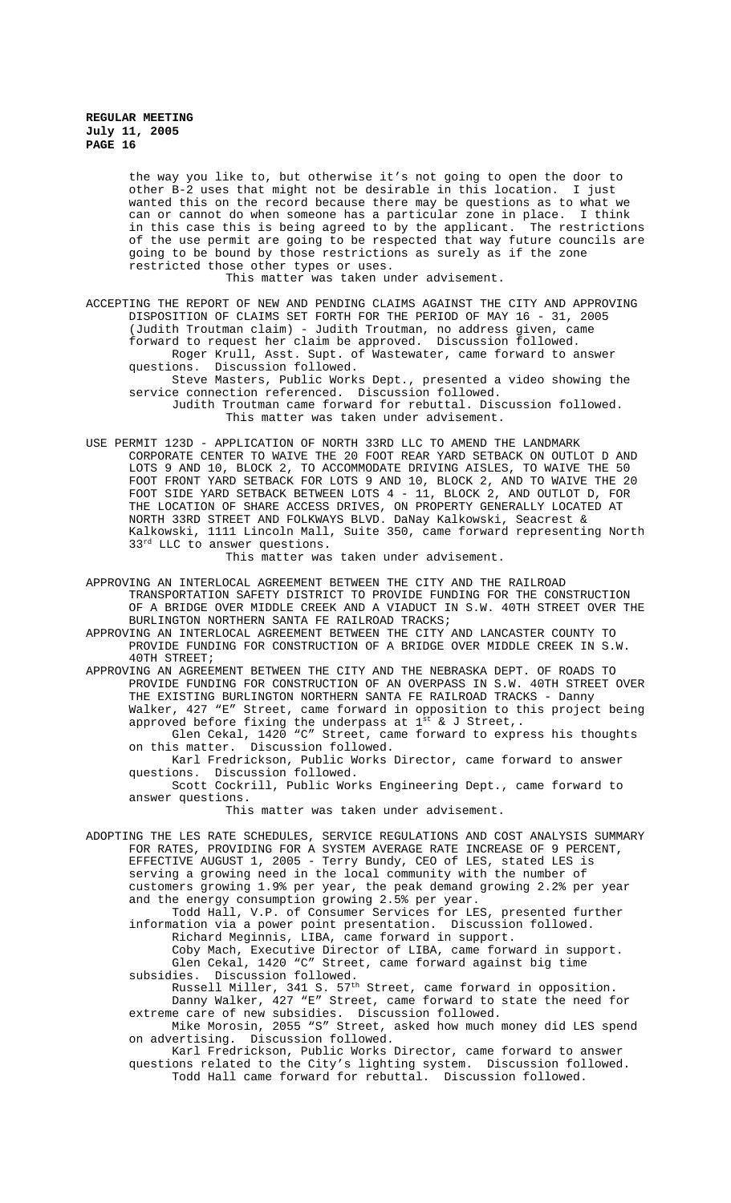the way you like to, but otherwise it's not going to open the door to other B-2 uses that might not be desirable in this location. I just wanted this on the record because there may be questions as to what we can or cannot do when someone has a particular zone in place. I think in this case this is being agreed to by the applicant. The restrictions of the use permit are going to be respected that way future councils are going to be bound by those restrictions as surely as if the zone restricted those other types or uses.

This matter was taken under advisement.

ACCEPTING THE REPORT OF NEW AND PENDING CLAIMS AGAINST THE CITY AND APPROVING DISPOSITION OF CLAIMS SET FORTH FOR THE PERIOD OF MAY 16 - 31, 2005 (Judith Troutman claim) - Judith Troutman, no address given, came forward to request her claim be approved. Discussion followed.

Roger Krull, Asst. Supt. of Wastewater, came forward to answer questions. Discussion followed.

Steve Masters, Public Works Dept., presented a video showing the service connection referenced. Discussion followed.

Judith Troutman came forward for rebuttal. Discussion followed.

This matter was taken under advisement.

USE PERMIT 123D - APPLICATION OF NORTH 33RD LLC TO AMEND THE LANDMARK CORPORATE CENTER TO WAIVE THE 20 FOOT REAR YARD SETBACK ON OUTLOT D AND LOTS 9 AND 10, BLOCK 2, TO ACCOMMODATE DRIVING AISLES, TO WAIVE THE 50 FOOT FRONT YARD SETBACK FOR LOTS 9 AND 10, BLOCK 2, AND TO WAIVE THE 20 FOOT SIDE YARD SETBACK BETWEEN LOTS 4 - 11, BLOCK 2, AND OUTLOT D, FOR THE LOCATION OF SHARE ACCESS DRIVES, ON PROPERTY GENERALLY LOCATED AT NORTH 33RD STREET AND FOLKWAYS BLVD. DaNay Kalkowski, Seacrest & Kalkowski, 1111 Lincoln Mall, Suite 350, came forward representing North 33rd LLC to answer questions.

This matter was taken under advisement.

APPROVING AN INTERLOCAL AGREEMENT BETWEEN THE CITY AND THE RAILROAD TRANSPORTATION SAFETY DISTRICT TO PROVIDE FUNDING FOR THE CONSTRUCTION OF A BRIDGE OVER MIDDLE CREEK AND A VIADUCT IN S.W. 40TH STREET OVER THE BURLINGTON NORTHERN SANTA FE RAILROAD TRACKS;

APPROVING AN INTERLOCAL AGREEMENT BETWEEN THE CITY AND LANCASTER COUNTY TO PROVIDE FUNDING FOR CONSTRUCTION OF A BRIDGE OVER MIDDLE CREEK IN S.W. 40TH STREET;

APPROVING AN AGREEMENT BETWEEN THE CITY AND THE NEBRASKA DEPT. OF ROADS TO PROVIDE FUNDING FOR CONSTRUCTION OF AN OVERPASS IN S.W. 40TH STREET OVER THE EXISTING BURLINGTON NORTHERN SANTA FE RAILROAD TRACKS - Danny Walker, 427 "E" Street, came forward in opposition to this project being approved before fixing the underpass at 1st & J Street,.

Glen Cekal, 1420 "C" Street, came forward to express his thoughts on this matter. Discussion followed.

Karl Fredrickson, Public Works Director, came forward to answer questions. Discussion followed.

Scott Cockrill, Public Works Engineering Dept., came forward to answer questions.

This matter was taken under advisement.

ADOPTING THE LES RATE SCHEDULES, SERVICE REGULATIONS AND COST ANALYSIS SUMMARY FOR RATES, PROVIDING FOR A SYSTEM AVERAGE RATE INCREASE OF 9 PERCENT, EFFECTIVE AUGUST 1, 2005 - Terry Bundy, CEO of LES, stated LES is serving a growing need in the local community with the number of customers growing 1.9% per year, the peak demand growing 2.2% per year and the energy consumption growing 2.5% per year.

Todd Hall, V.P. of Consumer Services for LES, presented further information via a power point presentation. Discussion followed.

Richard Meginnis, LIBA, came forward in support.

Coby Mach, Executive Director of LIBA, came forward in support.

Glen Cekal, 1420 "C" Street, came forward against big time subsidies. Discussion followed.

Russell Miller, 341 S. 57th Street, came forward in opposition.

Danny Walker, 427 "E" Street, came forward to state the need for extreme care of new subsidies. Discussion followed.

Mike Morosin, 2055 "S" Street, asked how much money did LES spend on advertising. Discussion followed.

Karl Fredrickson, Public Works Director, came forward to answer questions related to the City's lighting system. Discussion followed.

Todd Hall came forward for rebuttal. Discussion followed.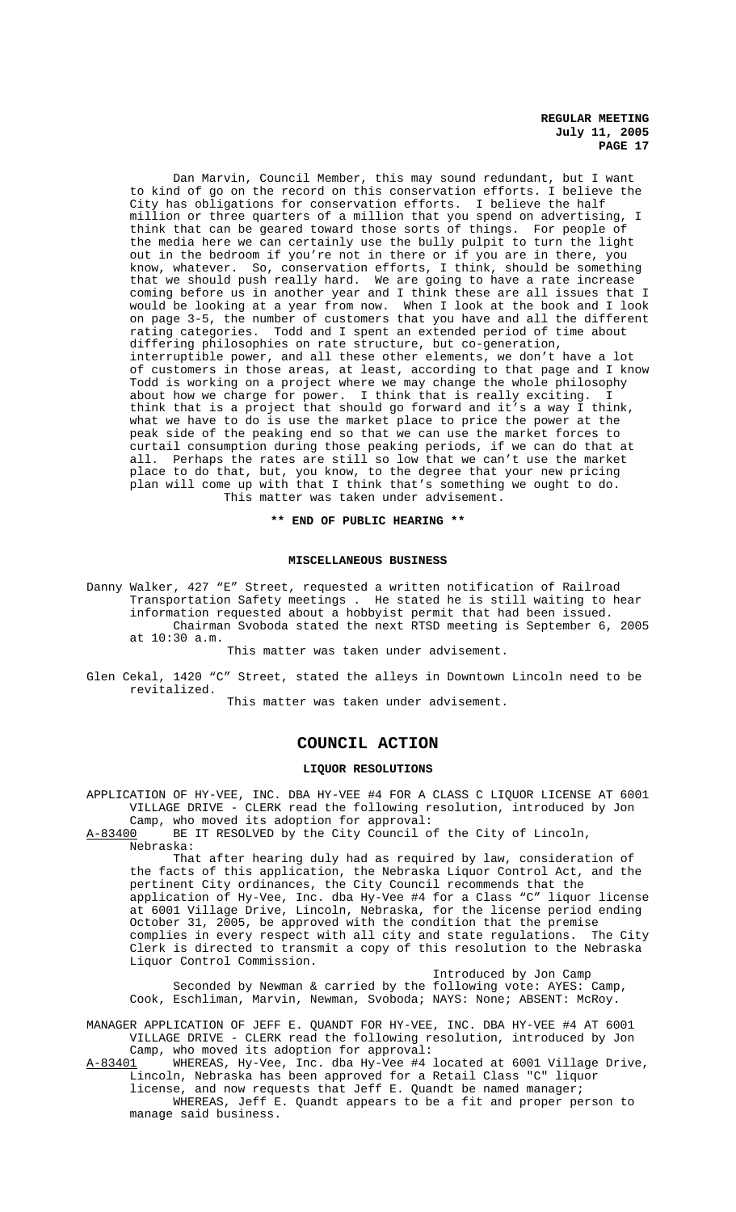Dan Marvin, Council Member, this may sound redundant, but I want to kind of go on the record on this conservation efforts. I believe the City has obligations for conservation efforts. I believe the half million or three quarters of a million that you spend on advertising, I think that can be geared toward those sorts of things. For people of the media here we can certainly use the bully pulpit to turn the light out in the bedroom if you're not in there or if you are in there, you know, whatever. So, conservation efforts, I think, should be something that we should push really hard. We are going to have a rate increase coming before us in another year and I think these are all issues that I would be looking at a year from now. When I look at the book and I look on page 3-5, the number of customers that you have and all the different rating categories. Todd and I spent an extended period of time about differing philosophies on rate structure, but co-generation, interruptible power, and all these other elements, we don't have a lot of customers in those areas, at least, according to that page and I know Todd is working on a project where we may change the whole philosophy about how we charge for power. I think that is really exciting. I think that is a project that should go forward and it's a way I think, what we have to do is use the market place to price the power at the peak side of the peaking end so that we can use the market forces to curtail consumption during those peaking periods, if we can do that at all. Perhaps the rates are still so low that we can't use the market place to do that, but, you know, to the degree that your new pricing plan will come up with that I think that's something we ought to do.

This matter was taken under advisement.

**\*\* END OF PUBLIC HEARING \*\***

**MISCELLANEOUS BUSINESS**

Danny Walker, 427 "E" Street, requested a written notification of Railroad Transportation Safety meetings . He stated he is still waiting to hear information requested about a hobbyist permit that had been issued.

Chairman Svoboda stated the next RTSD meeting is September 6, 2005 at 10:30 a.m.

This matter was taken under advisement.

Glen Cekal, 1420 "C" Street, stated the alleys in Downtown Lincoln need to be revitalized.

This matter was taken under advisement.

## COUNCIL ACTION

**LIQUOR RESOLUTIONS**

APPLICATION OF HY-VEE, INC. DBA HY-VEE #4 FOR A CLASS C LIQUOR LICENSE AT 6001 VILLAGE DRIVE - CLERK read the following resolution, introduced by Jon Camp, who moved its adoption for approval:

A-83400 BE IT RESOLVED by the City Council of the City of Lincoln, Nebraska:

That after hearing duly had as required by law, consideration of the facts of this application, the Nebraska Liquor Control Act, and the pertinent City ordinances, the City Council recommends that the application of Hy-Vee, Inc. dba Hy-Vee #4 for a Class "C" liquor license at 6001 Village Drive, Lincoln, Nebraska, for the license period ending October 31, 2005, be approved with the condition that the premise complies in every respect with all city and state regulations. The City Clerk is directed to transmit a copy of this resolution to the Nebraska Liquor Control Commission.

Introduced by Jon Camp

Seconded by Newman & carried by the following vote: AYES: Camp, Cook, Eschliman, Marvin, Newman, Svoboda; NAYS: None; ABSENT: McRoy.

MANAGER APPLICATION OF JEFF E. QUANDT FOR HY-VEE, INC. DBA HY-VEE #4 AT 6001 VILLAGE DRIVE - CLERK read the following resolution, introduced by Jon Camp, who moved its adoption for approval:

A-83401 WHEREAS, Hy-Vee, Inc. dba Hy-Vee #4 located at 6001 Village Drive, Lincoln, Nebraska has been approved for a Retail Class "C" liquor license, and now requests that Jeff E. Quandt be named manager;

WHEREAS, Jeff E. Quandt appears to be a fit and proper person to manage said business.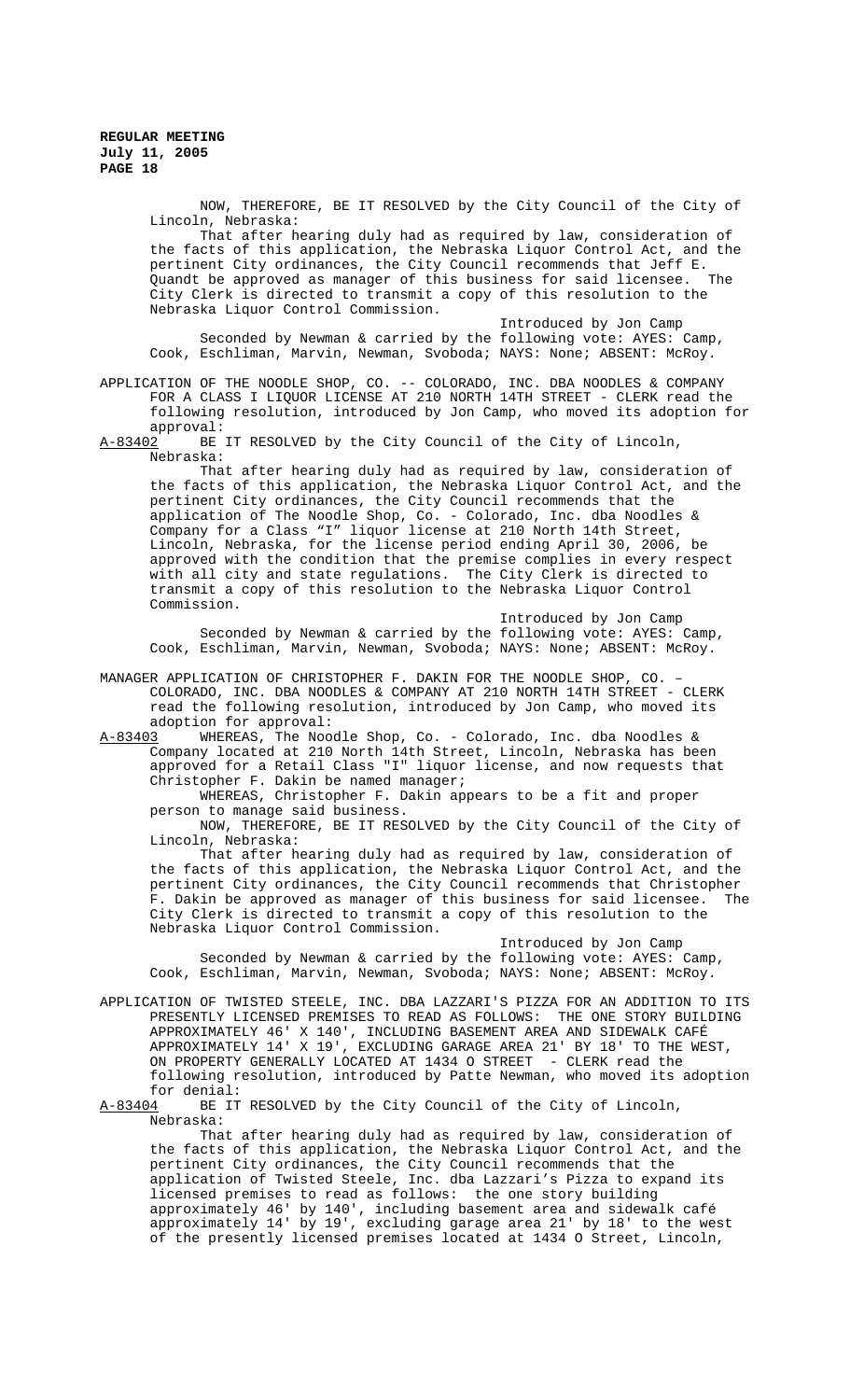NOW, THEREFORE, BE IT RESOLVED by the City Council of the City of Lincoln, Nebraska:

That after hearing duly had as required by law, consideration of the facts of this application, the Nebraska Liquor Control Act, and the pertinent City ordinances, the City Council recommends that Jeff E. Quandt be approved as manager of this business for said licensee. The City Clerk is directed to transmit a copy of this resolution to the Nebraska Liquor Control Commission.

Introduced by Jon Camp

Seconded by Newman & carried by the following vote: AYES: Camp, Cook, Eschliman, Marvin, Newman, Svoboda; NAYS: None; ABSENT: McRoy.

APPLICATION OF THE NOODLE SHOP, CO. -- COLORADO, INC. DBA NOODLES & COMPANY FOR A CLASS I LIQUOR LICENSE AT 210 NORTH 14TH STREET - CLERK read the following resolution, introduced by Jon Camp, who moved its adoption for approval:

A-83402 BE IT RESOLVED by the City Council of the City of Lincoln, Nebraska:

That after hearing duly had as required by law, consideration of the facts of this application, the Nebraska Liquor Control Act, and the pertinent City ordinances, the City Council recommends that the application of The Noodle Shop, Co. - Colorado, Inc. dba Noodles & Company for a Class "I" liquor license at 210 North 14th Street, Lincoln, Nebraska, for the license period ending April 30, 2006, be approved with the condition that the premise complies in every respect with all city and state regulations. The City Clerk is directed to transmit a copy of this resolution to the Nebraska Liquor Control Commission.

Introduced by Jon Camp

Seconded by Newman & carried by the following vote: AYES: Camp, Cook, Eschliman, Marvin, Newman, Svoboda; NAYS: None; ABSENT: McRoy.

MANAGER APPLICATION OF CHRISTOPHER F. DAKIN FOR THE NOODLE SHOP, CO. – COLORADO, INC. DBA NOODLES & COMPANY AT 210 NORTH 14TH STREET - CLERK read the following resolution, introduced by Jon Camp, who moved its adoption for approval:

A-83403 WHEREAS, The Noodle Shop, Co. - Colorado, Inc. dba Noodles & Company located at 210 North 14th Street, Lincoln, Nebraska has been approved for a Retail Class "I" liquor license, and now requests that Christopher F. Dakin be named manager;

WHEREAS, Christopher F. Dakin appears to be a fit and proper person to manage said business.

NOW, THEREFORE, BE IT RESOLVED by the City Council of the City of Lincoln, Nebraska:

That after hearing duly had as required by law, consideration of the facts of this application, the Nebraska Liquor Control Act, and the pertinent City ordinances, the City Council recommends that Christopher F. Dakin be approved as manager of this business for said licensee. The City Clerk is directed to transmit a copy of this resolution to the Nebraska Liquor Control Commission.

Introduced by Jon Camp

Seconded by Newman & carried by the following vote: AYES: Camp, Cook, Eschliman, Marvin, Newman, Svoboda; NAYS: None; ABSENT: McRoy.

APPLICATION OF TWISTED STEELE, INC. DBA LAZZARI'S PIZZA FOR AN ADDITION TO ITS PRESENTLY LICENSED PREMISES TO READ AS FOLLOWS: THE ONE STORY BUILDING APPROXIMATELY 46' X 140', INCLUDING BASEMENT AREA AND SIDEWALK CAFÉ APPROXIMATELY 14' X 19', EXCLUDING GARAGE AREA 21' BY 18' TO THE WEST, ON PROPERTY GENERALLY LOCATED AT 1434 O STREET - CLERK read the following resolution, introduced by Patte Newman, who moved its adoption for denial:

A-83404 BE IT RESOLVED by the City Council of the City of Lincoln, Nebraska:

That after hearing duly had as required by law, consideration of the facts of this application, the Nebraska Liquor Control Act, and the pertinent City ordinances, the City Council recommends that the application of Twisted Steele, Inc. dba Lazzari's Pizza to expand its licensed premises to read as follows: the one story building approximately 46' by 140', including basement area and sidewalk café approximately 14' by 19', excluding garage area 21' by 18' to the west of the presently licensed premises located at 1434 O Street, Lincoln,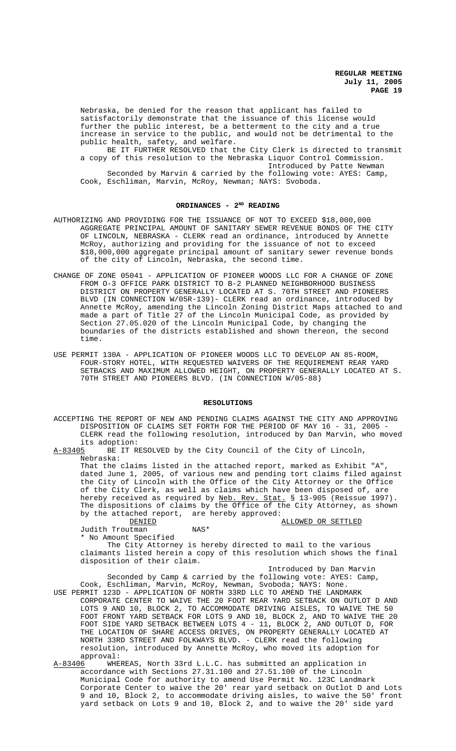Nebraska, be denied for the reason that applicant has failed to satisfactorily demonstrate that the issuance of this license would further the public interest, be a betterment to the city and a true increase in service to the public, and would not be detrimental to the public health, safety, and welfare.

BE IT FURTHER RESOLVED that the City Clerk is directed to transmit a copy of this resolution to the Nebraska Liquor Control Commission.

Introduced by Patte Newman

Seconded by Marvin & carried by the following vote: AYES: Camp, Cook, Eschliman, Marvin, McRoy, Newman; NAYS: Svoboda.

## ORDINANCES - 2ND READING

AUTHORIZING AND PROVIDING FOR THE ISSUANCE OF NOT TO EXCEED $18,000,000 AGGREGATE PRINCIPAL AMOUNT OF SANITARY SEWER REVENUE BONDS OF THE CITY OF LINCOLN, NEBRASKA - CLERK read an ordinance, introduced by Annette McRoy, authorizing and providing for the issuance of not to exceed $18,000,000 aggregate principal amount of sanitary sewer revenue bonds of the city of Lincoln, Nebraska, the second time.

CHANGE OF ZONE 05041 - APPLICATION OF PIONEER WOODS LLC FOR A CHANGE OF ZONE FROM O-3 OFFICE PARK DISTRICT TO B-2 PLANNED NEIGHBORHOOD BUSINESS DISTRICT ON PROPERTY GENERALLY LOCATED AT S. 70TH STREET AND PIONEERS BLVD (IN CONNECTION W/05R-139)- CLERK read an ordinance, introduced by Annette McRoy, amending the Lincoln Zoning District Maps attached to and made a part of Title 27 of the Lincoln Municipal Code, as provided by Section 27.05.020 of the Lincoln Municipal Code, by changing the boundaries of the districts established and shown thereon, the second time.

USE PERMIT 130A - APPLICATION OF PIONEER WOODS LLC TO DEVELOP AN 85-ROOM, FOUR-STORY HOTEL, WITH REQUESTED WAIVERS OF THE REQUIREMENT REAR YARD SETBACKS AND MAXIMUM ALLOWED HEIGHT, ON PROPERTY GENERALLY LOCATED AT S. 70TH STREET AND PIONEERS BLVD. (IN CONNECTION W/05-88)

## RESOLUTIONS

ACCEPTING THE REPORT OF NEW AND PENDING CLAIMS AGAINST THE CITY AND APPROVING DISPOSITION OF CLAIMS SET FORTH FOR THE PERIOD OF MAY 16 - 31, 2005 - CLERK read the following resolution, introduced by Dan Marvin, who moved its adoption:

A-83405 BE IT RESOLVED by the City Council of the City of Lincoln, Nebraska:

That the claims listed in the attached report, marked as Exhibit "A", dated June 1, 2005, of various new and pending tort claims filed against the City of Lincoln with the Office of the City Attorney or the Office of the City Clerk, as well as claims which have been disposed of, are hereby received as required by Neb. Rev. Stat. § 13-905 (Reissue 1997). The dispositions of claims by the Office of the City Attorney, as shown by the attached report, are hereby approved:

| DENIED | | ALLOWED OR SETTLED |
|---|---|---|
| Judith Troutman | NAS* | |

* No Amount Specified

The City Attorney is hereby directed to mail to the various claimants listed herein a copy of this resolution which shows the final disposition of their claim.

Introduced by Dan Marvin

Seconded by Camp & carried by the following vote: AYES: Camp, Cook, Eschliman, Marvin, McRoy, Newman, Svoboda; NAYS: None.

USE PERMIT 123D - APPLICATION OF NORTH 33RD LLC TO AMEND THE LANDMARK CORPORATE CENTER TO WAIVE THE 20 FOOT REAR YARD SETBACK ON OUTLOT D AND LOTS 9 AND 10, BLOCK 2, TO ACCOMMODATE DRIVING AISLES, TO WAIVE THE 50 FOOT FRONT YARD SETBACK FOR LOTS 9 AND 10, BLOCK 2, AND TO WAIVE THE 20 FOOT SIDE YARD SETBACK BETWEEN LOTS 4 - 11, BLOCK 2, AND OUTLOT D, FOR THE LOCATION OF SHARE ACCESS DRIVES, ON PROPERTY GENERALLY LOCATED AT NORTH 33RD STREET AND FOLKWAYS BLVD. - CLERK read the following resolution, introduced by Annette McRoy, who moved its adoption for approval:

A-83406 WHEREAS, North 33rd L.L.C. has submitted an application in accordance with Sections 27.31.100 and 27.51.100 of the Lincoln Municipal Code for authority to amend Use Permit No. 123C Landmark Corporate Center to waive the 20' rear yard setback on Outlot D and Lots 9 and 10, Block 2, to accommodate driving aisles, to waive the 50' front yard setback on Lots 9 and 10, Block 2, and to waive the 20' side yard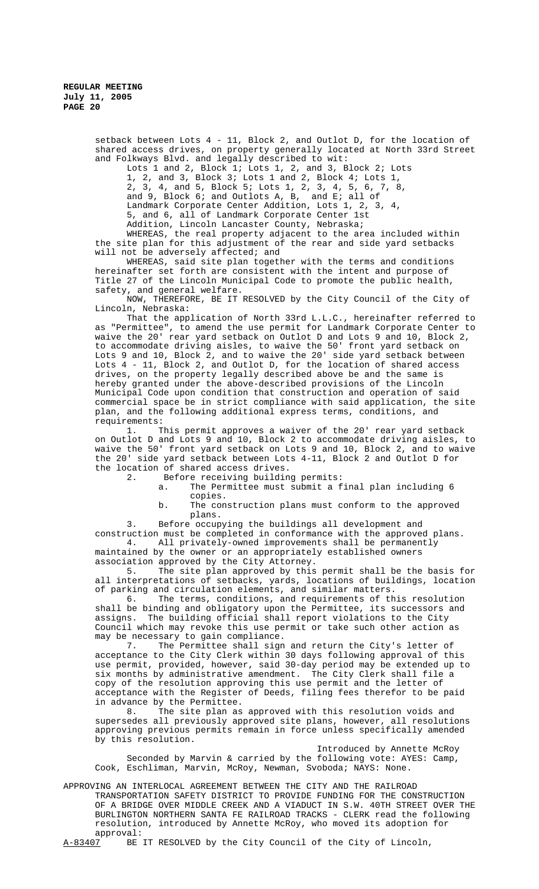setback between Lots 4 - 11, Block 2, and Outlot D, for the location of shared access drives, on property generally located at North 33rd Street and Folkways Blvd. and legally described to wit:

Lots 1 and 2, Block 1; Lots 1, 2, and 3, Block 2; Lots 1, 2, and 3, Block 3; Lots 1 and 2, Block 4; Lots 1, 2, 3, 4, and 5, Block 5; Lots 1, 2, 3, 4, 5, 6, 7, 8, and 9, Block 6; and Outlots A, B, and E; all of Landmark Corporate Center Addition, Lots 1, 2, 3, 4, 5, and 6, all of Landmark Corporate Center 1st Addition, Lincoln Lancaster County, Nebraska;

WHEREAS, the real property adjacent to the area included within the site plan for this adjustment of the rear and side yard setbacks will not be adversely affected; and

WHEREAS, said site plan together with the terms and conditions hereinafter set forth are consistent with the intent and purpose of Title 27 of the Lincoln Municipal Code to promote the public health, safety, and general welfare.

NOW, THEREFORE, BE IT RESOLVED by the City Council of the City of Lincoln, Nebraska:

That the application of North 33rd L.L.C., hereinafter referred to as "Permittee", to amend the use permit for Landmark Corporate Center to waive the 20' rear yard setback on Outlot D and Lots 9 and 10, Block 2, to accommodate driving aisles, to waive the 50' front yard setback on Lots 9 and 10, Block 2, and to waive the 20' side yard setback between Lots 4 - 11, Block 2, and Outlot D, for the location of shared access drives, on the property legally described above be and the same is hereby granted under the above-described provisions of the Lincoln Municipal Code upon condition that construction and operation of said commercial space be in strict compliance with said application, the site plan, and the following additional express terms, conditions, and requirements:

1. This permit approves a waiver of the 20' rear yard setback on Outlot D and Lots 9 and 10, Block 2 to accommodate driving aisles, to waive the 50' front yard setback on Lots 9 and 10, Block 2, and to waive the 20' side yard setback between Lots 4-11, Block 2 and Outlot D for the location of shared access drives.

2. Before receiving building permits:
   a. The Permittee must submit a final plan including 6 copies.
   b. The construction plans must conform to the approved plans.

3. Before occupying the buildings all development and construction must be completed in conformance with the approved plans.

4. All privately-owned improvements shall be permanently maintained by the owner or an appropriately established owners association approved by the City Attorney.

5. The site plan approved by this permit shall be the basis for all interpretations of setbacks, yards, locations of buildings, location of parking and circulation elements, and similar matters.

6. The terms, conditions, and requirements of this resolution shall be binding and obligatory upon the Permittee, its successors and assigns. The building official shall report violations to the City Council which may revoke this use permit or take such other action as may be necessary to gain compliance.

7. The Permittee shall sign and return the City's letter of acceptance to the City Clerk within 30 days following approval of this use permit, provided, however, said 30-day period may be extended up to six months by administrative amendment. The City Clerk shall file a copy of the resolution approving this use permit and the letter of acceptance with the Register of Deeds, filing fees therefor to be paid in advance by the Permittee.

8. The site plan as approved with this resolution voids and supersedes all previously approved site plans, however, all resolutions approving previous permits remain in force unless specifically amended by this resolution.

Introduced by Annette McRoy

Seconded by Marvin & carried by the following vote: AYES: Camp, Cook, Eschliman, Marvin, McRoy, Newman, Svoboda; NAYS: None.

APPROVING AN INTERLOCAL AGREEMENT BETWEEN THE CITY AND THE RAILROAD TRANSPORTATION SAFETY DISTRICT TO PROVIDE FUNDING FOR THE CONSTRUCTION OF A BRIDGE OVER MIDDLE CREEK AND A VIADUCT IN S.W. 40TH STREET OVER THE BURLINGTON NORTHERN SANTA FE RAILROAD TRACKS - CLERK read the following resolution, introduced by Annette McRoy, who moved its adoption for approval:

A-83407 BE IT RESOLVED by the City Council of the City of Lincoln,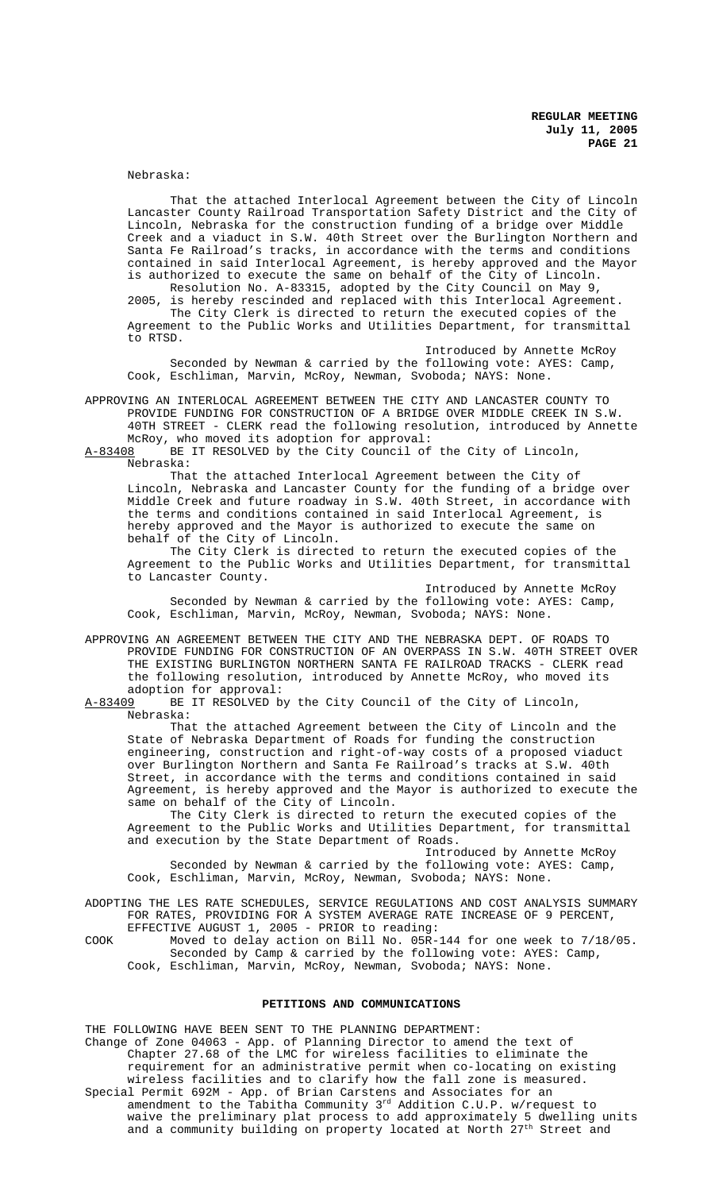Nebraska:

That the attached Interlocal Agreement between the City of Lincoln Lancaster County Railroad Transportation Safety District and the City of Lincoln, Nebraska for the construction funding of a bridge over Middle Creek and a viaduct in S.W. 40th Street over the Burlington Northern and Santa Fe Railroad's tracks, in accordance with the terms and conditions contained in said Interlocal Agreement, is hereby approved and the Mayor is authorized to execute the same on behalf of the City of Lincoln.

Resolution No. A-83315, adopted by the City Council on May 9, 2005, is hereby rescinded and replaced with this Interlocal Agreement.

The City Clerk is directed to return the executed copies of the Agreement to the Public Works and Utilities Department, for transmittal to RTSD.

Introduced by Annette McRoy

Seconded by Newman & carried by the following vote: AYES: Camp, Cook, Eschliman, Marvin, McRoy, Newman, Svoboda; NAYS: None.

APPROVING AN INTERLOCAL AGREEMENT BETWEEN THE CITY AND LANCASTER COUNTY TO PROVIDE FUNDING FOR CONSTRUCTION OF A BRIDGE OVER MIDDLE CREEK IN S.W. 40TH STREET - CLERK read the following resolution, introduced by Annette McRoy, who moved its adoption for approval:

A-83408 BE IT RESOLVED by the City Council of the City of Lincoln, Nebraska:

That the attached Interlocal Agreement between the City of Lincoln, Nebraska and Lancaster County for the funding of a bridge over Middle Creek and future roadway in S.W. 40th Street, in accordance with the terms and conditions contained in said Interlocal Agreement, is hereby approved and the Mayor is authorized to execute the same on behalf of the City of Lincoln.

The City Clerk is directed to return the executed copies of the Agreement to the Public Works and Utilities Department, for transmittal to Lancaster County.

Introduced by Annette McRoy

Seconded by Newman & carried by the following vote: AYES: Camp, Cook, Eschliman, Marvin, McRoy, Newman, Svoboda; NAYS: None.

APPROVING AN AGREEMENT BETWEEN THE CITY AND THE NEBRASKA DEPT. OF ROADS TO PROVIDE FUNDING FOR CONSTRUCTION OF AN OVERPASS IN S.W. 40TH STREET OVER THE EXISTING BURLINGTON NORTHERN SANTA FE RAILROAD TRACKS - CLERK read the following resolution, introduced by Annette McRoy, who moved its adoption for approval:

A-83409 BE IT RESOLVED by the City Council of the City of Lincoln, Nebraska:

That the attached Agreement between the City of Lincoln and the State of Nebraska Department of Roads for funding the construction engineering, construction and right-of-way costs of a proposed viaduct over Burlington Northern and Santa Fe Railroad's tracks at S.W. 40th Street, in accordance with the terms and conditions contained in said Agreement, is hereby approved and the Mayor is authorized to execute the same on behalf of the City of Lincoln.

The City Clerk is directed to return the executed copies of the Agreement to the Public Works and Utilities Department, for transmittal and execution by the State Department of Roads.

Introduced by Annette McRoy

Seconded by Newman & carried by the following vote: AYES: Camp, Cook, Eschliman, Marvin, McRoy, Newman, Svoboda; NAYS: None.

ADOPTING THE LES RATE SCHEDULES, SERVICE REGULATIONS AND COST ANALYSIS SUMMARY FOR RATES, PROVIDING FOR A SYSTEM AVERAGE RATE INCREASE OF 9 PERCENT, EFFECTIVE AUGUST 1, 2005 - PRIOR to reading:

COOK Moved to delay action on Bill No. 05R-144 for one week to 7/18/05.
Seconded by Camp & carried by the following vote: AYES: Camp, Cook, Eschliman, Marvin, McRoy, Newman, Svoboda; NAYS: None.

## PETITIONS AND COMMUNICATIONS

THE FOLLOWING HAVE BEEN SENT TO THE PLANNING DEPARTMENT:

Change of Zone 04063 - App. of Planning Director to amend the text of Chapter 27.68 of the LMC for wireless facilities to eliminate the requirement for an administrative permit when co-locating on existing wireless facilities and to clarify how the fall zone is measured.

Special Permit 692M - App. of Brian Carstens and Associates for an amendment to the Tabitha Community 3rd Addition C.U.P. w/request to waive the preliminary plat process to add approximately 5 dwelling units and a community building on property located at North 27th Street and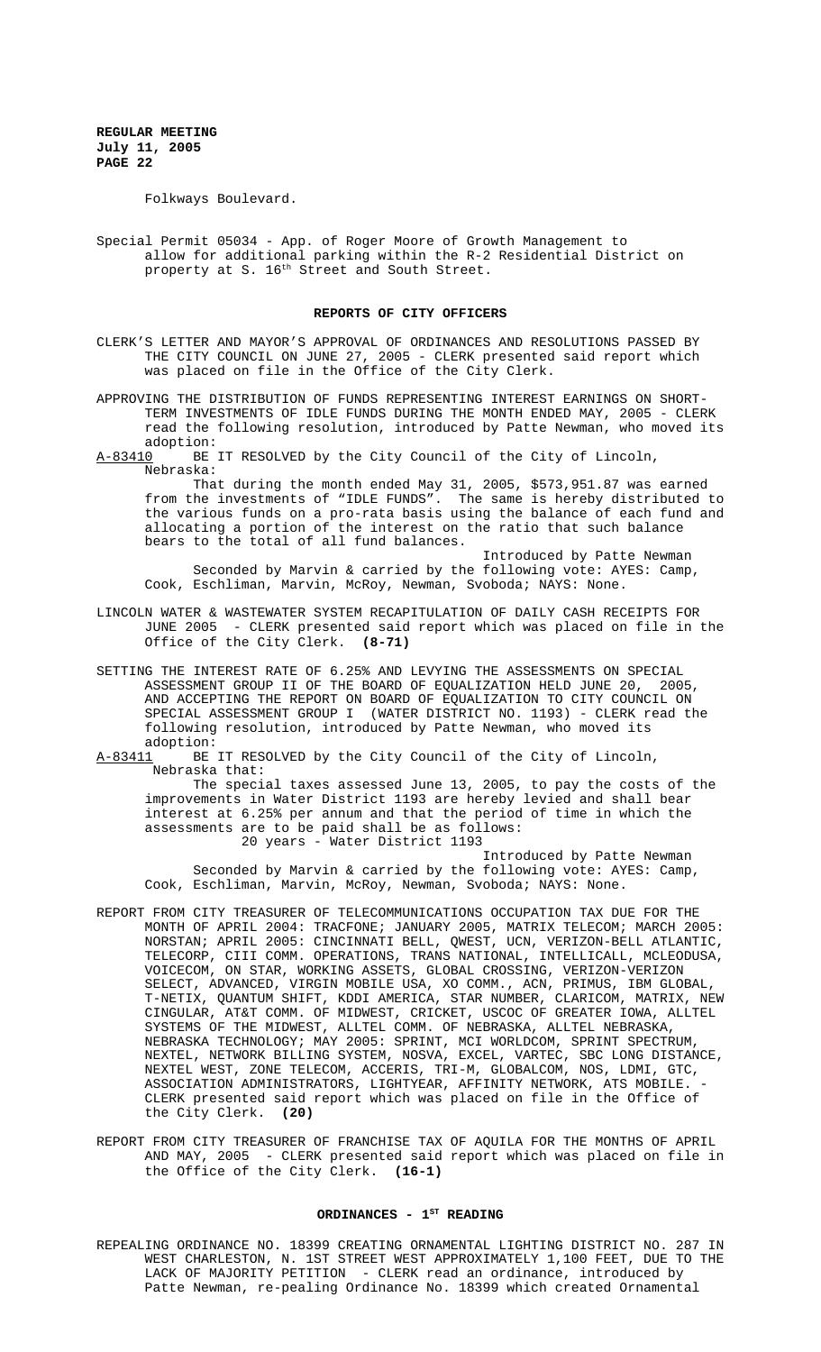Folkways Boulevard.

Special Permit 05034 - App. of Roger Moore of Growth Management to allow for additional parking within the R-2 Residential District on property at S. 16th Street and South Street.

## REPORTS OF CITY OFFICERS

CLERK'S LETTER AND MAYOR'S APPROVAL OF ORDINANCES AND RESOLUTIONS PASSED BY THE CITY COUNCIL ON JUNE 27, 2005 - CLERK presented said report which was placed on file in the Office of the City Clerk.

APPROVING THE DISTRIBUTION OF FUNDS REPRESENTING INTEREST EARNINGS ON SHORT-TERM INVESTMENTS OF IDLE FUNDS DURING THE MONTH ENDED MAY, 2005 - CLERK read the following resolution, introduced by Patte Newman, who moved its adoption:

A-83410 BE IT RESOLVED by the City Council of the City of Lincoln, Nebraska:

That during the month ended May 31, 2005, $573,951.87 was earned from the investments of "IDLE FUNDS". The same is hereby distributed to the various funds on a pro-rata basis using the balance of each fund and allocating a portion of the interest on the ratio that such balance bears to the total of all fund balances.

Introduced by Patte Newman

Seconded by Marvin & carried by the following vote: AYES: Camp, Cook, Eschliman, Marvin, McRoy, Newman, Svoboda; NAYS: None.

LINCOLN WATER & WASTEWATER SYSTEM RECAPITULATION OF DAILY CASH RECEIPTS FOR JUNE 2005 - CLERK presented said report which was placed on file in the Office of the City Clerk. **(8-71)**

SETTING THE INTEREST RATE OF 6.25% AND LEVYING THE ASSESSMENTS ON SPECIAL ASSESSMENT GROUP II OF THE BOARD OF EQUALIZATION HELD JUNE 20, 2005, AND ACCEPTING THE REPORT ON BOARD OF EQUALIZATION TO CITY COUNCIL ON SPECIAL ASSESSMENT GROUP I (WATER DISTRICT NO. 1193) - CLERK read the following resolution, introduced by Patte Newman, who moved its adoption:

A-83411 BE IT RESOLVED by the City Council of the City of Lincoln, Nebraska that:

The special taxes assessed June 13, 2005, to pay the costs of the improvements in Water District 1193 are hereby levied and shall bear interest at 6.25% per annum and that the period of time in which the assessments are to be paid shall be as follows:

20 years - Water District 1193

Introduced by Patte Newman

Seconded by Marvin & carried by the following vote: AYES: Camp, Cook, Eschliman, Marvin, McRoy, Newman, Svoboda; NAYS: None.

REPORT FROM CITY TREASURER OF TELECOMMUNICATIONS OCCUPATION TAX DUE FOR THE MONTH OF APRIL 2004: TRACFONE; JANUARY 2005, MATRIX TELECOM; MARCH 2005: NORSTAN; APRIL 2005: CINCINNATI BELL, QWEST, UCN, VERIZON-BELL ATLANTIC, TELECORP, CIII COMM. OPERATIONS, TRANS NATIONAL, INTELLICALL, MCLEODUSA, VOICECOM, ON STAR, WORKING ASSETS, GLOBAL CROSSING, VERIZON-VERIZON SELECT, ADVANCED, VIRGIN MOBILE USA, XO COMM., ACN, PRIMUS, IBM GLOBAL, T-NETIX, QUANTUM SHIFT, KDDI AMERICA, STAR NUMBER, CLARICOM, MATRIX, NEW CINGULAR, AT&T COMM. OF MIDWEST, CRICKET, USCOC OF GREATER IOWA, ALLTEL SYSTEMS OF THE MIDWEST, ALLTEL COMM. OF NEBRASKA, ALLTEL NEBRASKA, NEBRASKA TECHNOLOGY; MAY 2005: SPRINT, MCI WORLDCOM, SPRINT SPECTRUM, NEXTEL, NETWORK BILLING SYSTEM, NOSVA, EXCEL, VARTEC, SBC LONG DISTANCE, NEXTEL WEST, ZONE TELECOM, ACCERIS, TRI-M, GLOBALCOM, NOS, LDMI, GTC, ASSOCIATION ADMINISTRATORS, LIGHTYEAR, AFFINITY NETWORK, ATS MOBILE. - CLERK presented said report which was placed on file in the Office of the City Clerk. **(20)**

REPORT FROM CITY TREASURER OF FRANCHISE TAX OF AQUILA FOR THE MONTHS OF APRIL AND MAY, 2005 - CLERK presented said report which was placed on file in the Office of the City Clerk. **(16-1)**

## ORDINANCES - 1ST READING

REPEALING ORDINANCE NO. 18399 CREATING ORNAMENTAL LIGHTING DISTRICT NO. 287 IN WEST CHARLESTON, N. 1ST STREET WEST APPROXIMATELY 1,100 FEET, DUE TO THE LACK OF MAJORITY PETITION - CLERK read an ordinance, introduced by Patte Newman, re-pealing Ordinance No. 18399 which created Ornamental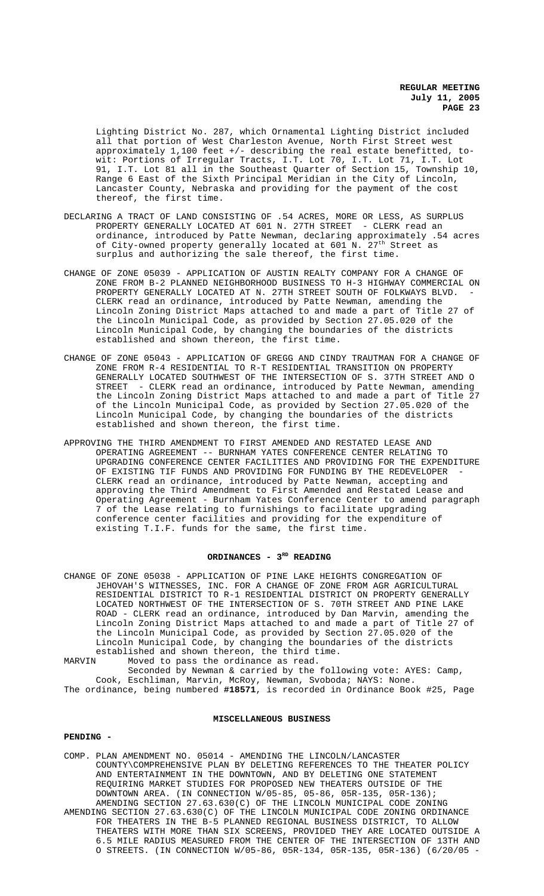Lighting District No. 287, which Ornamental Lighting District included all that portion of West Charleston Avenue, North First Street west approximately 1,100 feet +/- describing the real estate benefitted, to-wit: Portions of Irregular Tracts, I.T. Lot 70, I.T. Lot 71, I.T. Lot 91, I.T. Lot 81 all in the Southeast Quarter of Section 15, Township 10, Range 6 East of the Sixth Principal Meridian in the City of Lincoln, Lancaster County, Nebraska and providing for the payment of the cost thereof, the first time.

DECLARING A TRACT OF LAND CONSISTING OF .54 ACRES, MORE OR LESS, AS SURPLUS PROPERTY GENERALLY LOCATED AT 601 N. 27TH STREET - CLERK read an ordinance, introduced by Patte Newman, declaring approximately .54 acres of City-owned property generally located at 601 N. 27th Street as surplus and authorizing the sale thereof, the first time.

CHANGE OF ZONE 05039 - APPLICATION OF AUSTIN REALTY COMPANY FOR A CHANGE OF ZONE FROM B-2 PLANNED NEIGHBORHOOD BUSINESS TO H-3 HIGHWAY COMMERCIAL ON PROPERTY GENERALLY LOCATED AT N. 27TH STREET SOUTH OF FOLKWAYS BLVD. - CLERK read an ordinance, introduced by Patte Newman, amending the Lincoln Zoning District Maps attached to and made a part of Title 27 of the Lincoln Municipal Code, as provided by Section 27.05.020 of the Lincoln Municipal Code, by changing the boundaries of the districts established and shown thereon, the first time.

CHANGE OF ZONE 05043 - APPLICATION OF GREGG AND CINDY TRAUTMAN FOR A CHANGE OF ZONE FROM R-4 RESIDENTIAL TO R-T RESIDENTIAL TRANSITION ON PROPERTY GENERALLY LOCATED SOUTHWEST OF THE INTERSECTION OF S. 37TH STREET AND O STREET - CLERK read an ordinance, introduced by Patte Newman, amending the Lincoln Zoning District Maps attached to and made a part of Title 27 of the Lincoln Municipal Code, as provided by Section 27.05.020 of the Lincoln Municipal Code, by changing the boundaries of the districts established and shown thereon, the first time.

APPROVING THE THIRD AMENDMENT TO FIRST AMENDED AND RESTATED LEASE AND OPERATING AGREEMENT -- BURNHAM YATES CONFERENCE CENTER RELATING TO UPGRADING CONFERENCE CENTER FACILITIES AND PROVIDING FOR THE EXPENDITURE OF EXISTING TIF FUNDS AND PROVIDING FOR FUNDING BY THE REDEVELOPER - CLERK read an ordinance, introduced by Patte Newman, accepting and approving the Third Amendment to First Amended and Restated Lease and Operating Agreement - Burnham Yates Conference Center to amend paragraph 7 of the Lease relating to furnishings to facilitate upgrading conference center facilities and providing for the expenditure of existing T.I.F. funds for the same, the first time.

## ORDINANCES - 3RD READING

CHANGE OF ZONE 05038 - APPLICATION OF PINE LAKE HEIGHTS CONGREGATION OF JEHOVAH'S WITNESSES, INC. FOR A CHANGE OF ZONE FROM AGR AGRICULTURAL RESIDENTIAL DISTRICT TO R-1 RESIDENTIAL DISTRICT ON PROPERTY GENERALLY LOCATED NORTHWEST OF THE INTERSECTION OF S. 70TH STREET AND PINE LAKE ROAD - CLERK read an ordinance, introduced by Dan Marvin, amending the Lincoln Zoning District Maps attached to and made a part of Title 27 of the Lincoln Municipal Code, as provided by Section 27.05.020 of the Lincoln Municipal Code, by changing the boundaries of the districts established and shown thereon, the third time.

MARVIN Moved to pass the ordinance as read.

Seconded by Newman & carried by the following vote: AYES: Camp, Cook, Eschliman, Marvin, McRoy, Newman, Svoboda; NAYS: None.

The ordinance, being numbered **#18571**, is recorded in Ordinance Book #25, Page

## MISCELLANEOUS BUSINESS

**PENDING -**

COMP. PLAN AMENDMENT NO. 05014 - AMENDING THE LINCOLN/LANCASTER COUNTY\COMPREHENSIVE PLAN BY DELETING REFERENCES TO THE THEATER POLICY AND ENTERTAINMENT IN THE DOWNTOWN, AND BY DELETING ONE STATEMENT REQUIRING MARKET STUDIES FOR PROPOSED NEW THEATERS OUTSIDE OF THE DOWNTOWN AREA. (IN CONNECTION W/05-85, 05-86, 05R-135, 05R-136); AMENDING SECTION 27.63.630(C) OF THE LINCOLN MUNICIPAL CODE ZONING

AMENDING SECTION 27.63.630(C) OF THE LINCOLN MUNICIPAL CODE ZONING ORDINANCE FOR THEATERS IN THE B-5 PLANNED REGIONAL BUSINESS DISTRICT, TO ALLOW THEATERS WITH MORE THAN SIX SCREENS, PROVIDED THEY ARE LOCATED OUTSIDE A 6.5 MILE RADIUS MEASURED FROM THE CENTER OF THE INTERSECTION OF 13TH AND O STREETS. (IN CONNECTION W/05-86, 05R-134, 05R-135, 05R-136) (6/20/05 -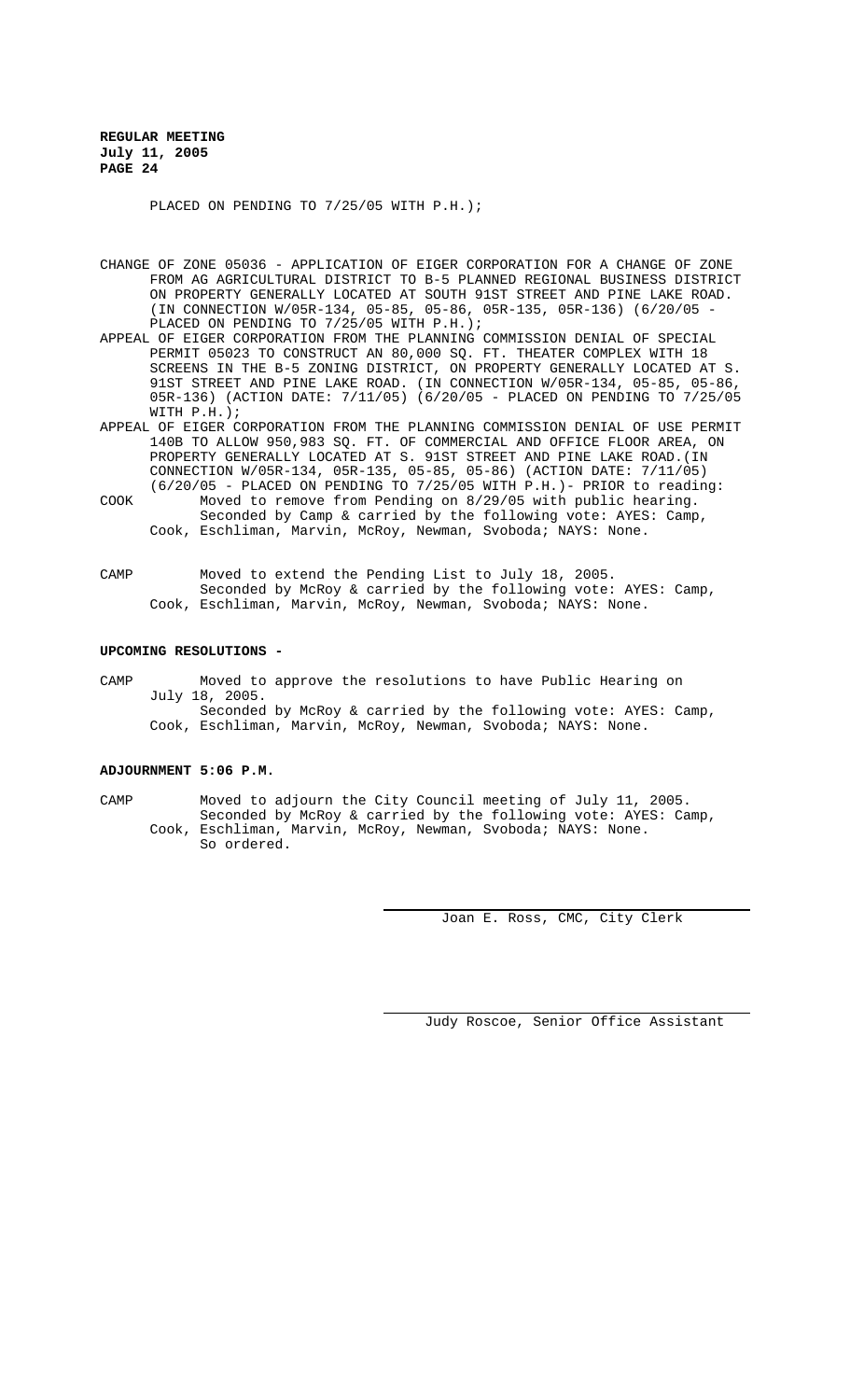PLACED ON PENDING TO 7/25/05 WITH P.H.);

CHANGE OF ZONE 05036 - APPLICATION OF EIGER CORPORATION FOR A CHANGE OF ZONE FROM AG AGRICULTURAL DISTRICT TO B-5 PLANNED REGIONAL BUSINESS DISTRICT ON PROPERTY GENERALLY LOCATED AT SOUTH 91ST STREET AND PINE LAKE ROAD. (IN CONNECTION W/05R-134, 05-85, 05-86, 05R-135, 05R-136) (6/20/05 - PLACED ON PENDING TO 7/25/05 WITH P.H.);

APPEAL OF EIGER CORPORATION FROM THE PLANNING COMMISSION DENIAL OF SPECIAL PERMIT 05023 TO CONSTRUCT AN 80,000 SQ. FT. THEATER COMPLEX WITH 18 SCREENS IN THE B-5 ZONING DISTRICT, ON PROPERTY GENERALLY LOCATED AT S. 91ST STREET AND PINE LAKE ROAD. (IN CONNECTION W/05R-134, 05-85, 05-86, 05R-136) (ACTION DATE: 7/11/05) (6/20/05 - PLACED ON PENDING TO 7/25/05 WITH P.H.);

APPEAL OF EIGER CORPORATION FROM THE PLANNING COMMISSION DENIAL OF USE PERMIT 140B TO ALLOW 950,983 SQ. FT. OF COMMERCIAL AND OFFICE FLOOR AREA, ON PROPERTY GENERALLY LOCATED AT S. 91ST STREET AND PINE LAKE ROAD.(IN CONNECTION W/05R-134, 05R-135, 05-85, 05-86) (ACTION DATE: 7/11/05) (6/20/05 - PLACED ON PENDING TO 7/25/05 WITH P.H.)- PRIOR to reading:

COOK Moved to remove from Pending on 8/29/05 with public hearing. Seconded by Camp & carried by the following vote: AYES: Camp, Cook, Eschliman, Marvin, McRoy, Newman, Svoboda; NAYS: None.

CAMP Moved to extend the Pending List to July 18, 2005. Seconded by McRoy & carried by the following vote: AYES: Camp, Cook, Eschliman, Marvin, McRoy, Newman, Svoboda; NAYS: None.

**UPCOMING RESOLUTIONS -**

CAMP Moved to approve the resolutions to have Public Hearing on July 18, 2005. Seconded by McRoy & carried by the following vote: AYES: Camp, Cook, Eschliman, Marvin, McRoy, Newman, Svoboda; NAYS: None.

**ADJOURNMENT 5:06 P.M.**

CAMP Moved to adjourn the City Council meeting of July 11, 2005. Seconded by McRoy & carried by the following vote: AYES: Camp, Cook, Eschliman, Marvin, McRoy, Newman, Svoboda; NAYS: None. So ordered.

Joan E. Ross, CMC, City Clerk

Judy Roscoe, Senior Office Assistant